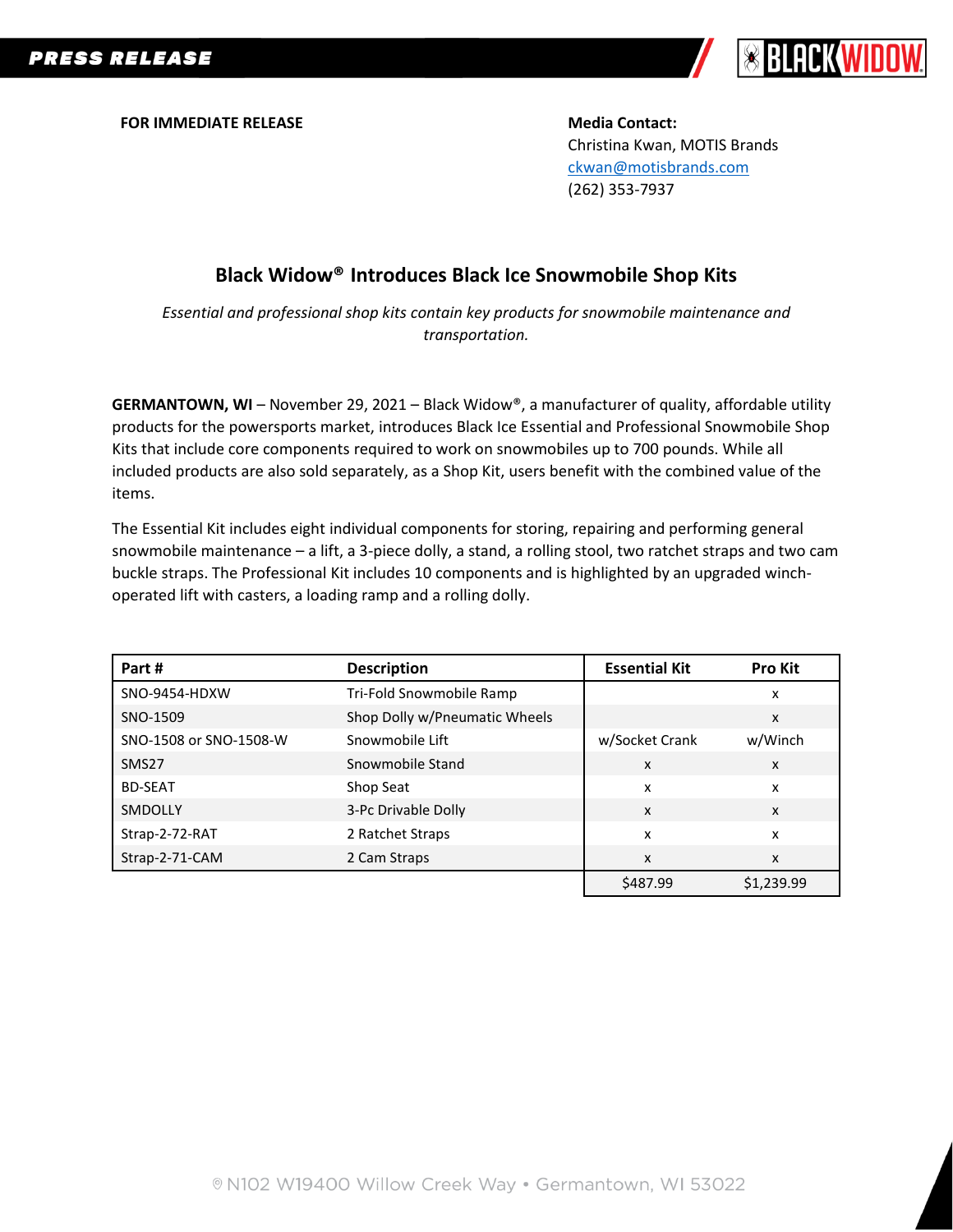**PRESS RELEASE**

**FOR IMMEDIATE RELEASE**

**Media Contact:**
Christina Kwan, MOTIS Brands
ckwan@motisbrands.com
(262) 353-7937

## Black Widow® Introduces Black Ice Snowmobile Shop Kits

*Essential and professional shop kits contain key products for snowmobile maintenance and transportation.*

**GERMANTOWN, WI** – November 29, 2021 – Black Widow®, a manufacturer of quality, affordable utility products for the powersports market, introduces Black Ice Essential and Professional Snowmobile Shop Kits that include core components required to work on snowmobiles up to 700 pounds. While all included products are also sold separately, as a Shop Kit, users benefit with the combined value of the items.

The Essential Kit includes eight individual components for storing, repairing and performing general snowmobile maintenance – a lift, a 3-piece dolly, a stand, a rolling stool, two ratchet straps and two cam buckle straps. The Professional Kit includes 10 components and is highlighted by an upgraded winch-operated lift with casters, a loading ramp and a rolling dolly.

| Part # | Description | Essential Kit | Pro Kit |
|---|---|---|---|
| SNO-9454-HDXW | Tri-Fold Snowmobile Ramp | | x |
| SNO-1509 | Shop Dolly w/Pneumatic Wheels | | x |
| SNO-1508 or SNO-1508-W | Snowmobile Lift | w/Socket Crank | w/Winch |
| SMS27 | Snowmobile Stand | x | x |
| BD-SEAT | Shop Seat | x | x |
| SMDOLLY | 3-Pc Drivable Dolly | x | x |
| Strap-2-72-RAT | 2 Ratchet Straps | x | x |
| Strap-2-71-CAM | 2 Cam Straps | x | x |
| | | $487.99 | $1,239.99 |

® N102 W19400 Willow Creek Way • Germantown, WI 53022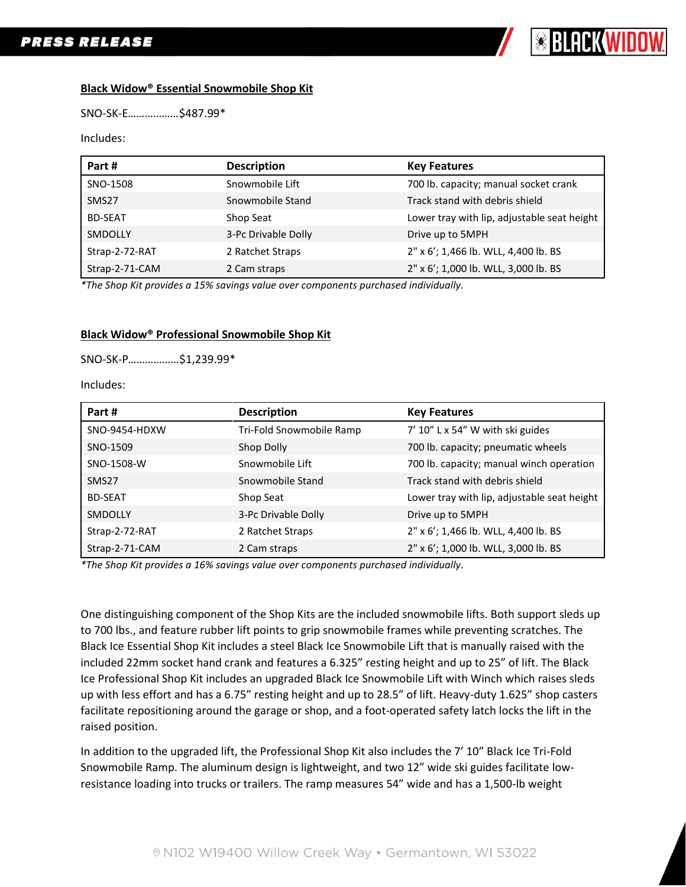**Black Widow® Essential Snowmobile Shop Kit**

SNO-SK-E………………$487.99*

Includes:

| Part # | Description | Key Features |
|---|---|---|
| SNO-1508 | Snowmobile Lift | 700 lb. capacity; manual socket crank |
| SMS27 | Snowmobile Stand | Track stand with debris shield |
| BD-SEAT | Shop Seat | Lower tray with lip, adjustable seat height |
| SMDOLLY | 3-Pc Drivable Dolly | Drive up to 5MPH |
| Strap-2-72-RAT | 2 Ratchet Straps | 2" x 6'; 1,466 lb. WLL, 4,400 lb. BS |
| Strap-2-71-CAM | 2 Cam straps | 2" x 6'; 1,000 lb. WLL, 3,000 lb. BS |

*\*The Shop Kit provides a 15% savings value over components purchased individually.*

**Black Widow® Professional Snowmobile Shop Kit**

SNO-SK-P………………$1,239.99*

Includes:

| Part # | Description | Key Features |
|---|---|---|
| SNO-9454-HDXW | Tri-Fold Snowmobile Ramp | 7' 10" L x 54" W with ski guides |
| SNO-1509 | Shop Dolly | 700 lb. capacity; pneumatic wheels |
| SNO-1508-W | Snowmobile Lift | 700 lb. capacity; manual winch operation |
| SMS27 | Snowmobile Stand | Track stand with debris shield |
| BD-SEAT | Shop Seat | Lower tray with lip, adjustable seat height |
| SMDOLLY | 3-Pc Drivable Dolly | Drive up to 5MPH |
| Strap-2-72-RAT | 2 Ratchet Straps | 2" x 6'; 1,466 lb. WLL, 4,400 lb. BS |
| Strap-2-71-CAM | 2 Cam straps | 2" x 6'; 1,000 lb. WLL, 3,000 lb. BS |

*\*The Shop Kit provides a 16% savings value over components purchased individually.*

One distinguishing component of the Shop Kits are the included snowmobile lifts. Both support sleds up to 700 lbs., and feature rubber lift points to grip snowmobile frames while preventing scratches. The Black Ice Essential Shop Kit includes a steel Black Ice Snowmobile Lift that is manually raised with the included 22mm socket hand crank and features a 6.325" resting height and up to 25" of lift. The Black Ice Professional Shop Kit includes an upgraded Black Ice Snowmobile Lift with Winch which raises sleds up with less effort and has a 6.75" resting height and up to 28.5" of lift. Heavy-duty 1.625" shop casters facilitate repositioning around the garage or shop, and a foot-operated safety latch locks the lift in the raised position.

In addition to the upgraded lift, the Professional Shop Kit also includes the 7' 10" Black Ice Tri-Fold Snowmobile Ramp. The aluminum design is lightweight, and two 12" wide ski guides facilitate low-resistance loading into trucks or trailers. The ramp measures 54" wide and has a 1,500-lb weight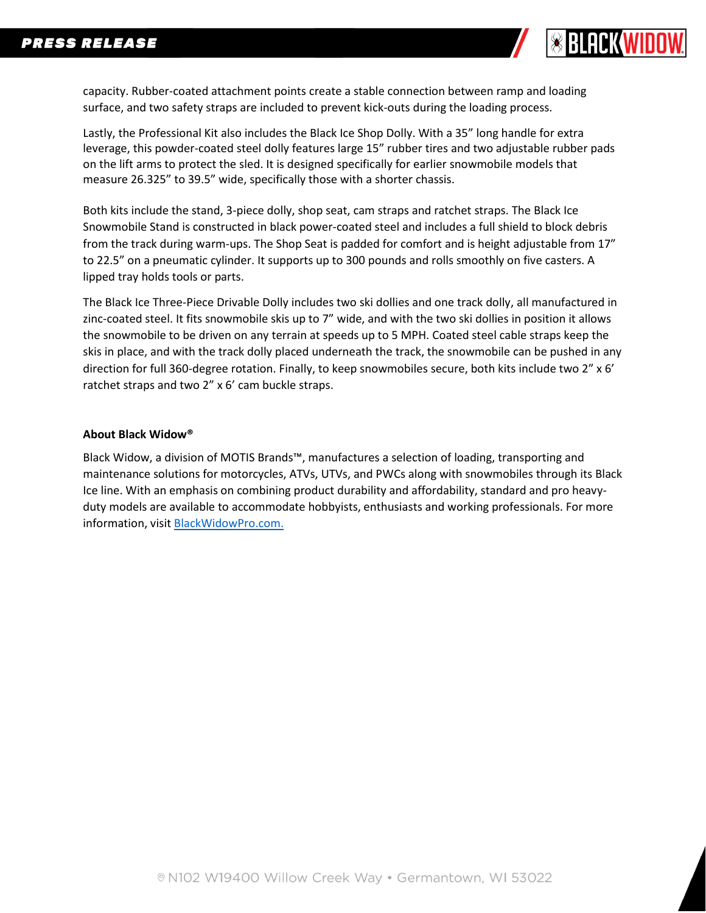capacity. Rubber-coated attachment points create a stable connection between ramp and loading surface, and two safety straps are included to prevent kick-outs during the loading process.

Lastly, the Professional Kit also includes the Black Ice Shop Dolly. With a 35" long handle for extra leverage, this powder-coated steel dolly features large 15" rubber tires and two adjustable rubber pads on the lift arms to protect the sled. It is designed specifically for earlier snowmobile models that measure 26.325" to 39.5" wide, specifically those with a shorter chassis.

Both kits include the stand, 3-piece dolly, shop seat, cam straps and ratchet straps. The Black Ice Snowmobile Stand is constructed in black power-coated steel and includes a full shield to block debris from the track during warm-ups. The Shop Seat is padded for comfort and is height adjustable from 17" to 22.5" on a pneumatic cylinder. It supports up to 300 pounds and rolls smoothly on five casters. A lipped tray holds tools or parts.

The Black Ice Three-Piece Drivable Dolly includes two ski dollies and one track dolly, all manufactured in zinc-coated steel. It fits snowmobile skis up to 7" wide, and with the two ski dollies in position it allows the snowmobile to be driven on any terrain at speeds up to 5 MPH. Coated steel cable straps keep the skis in place, and with the track dolly placed underneath the track, the snowmobile can be pushed in any direction for full 360-degree rotation. Finally, to keep snowmobiles secure, both kits include two 2" x 6' ratchet straps and two 2" x 6' cam buckle straps.

**About Black Widow®**

Black Widow, a division of MOTIS Brands™, manufactures a selection of loading, transporting and maintenance solutions for motorcycles, ATVs, UTVs, and PWCs along with snowmobiles through its Black Ice line. With an emphasis on combining product durability and affordability, standard and pro heavy-duty models are available to accommodate hobbyists, enthusiasts and working professionals. For more information, visit BlackWidowPro.com.